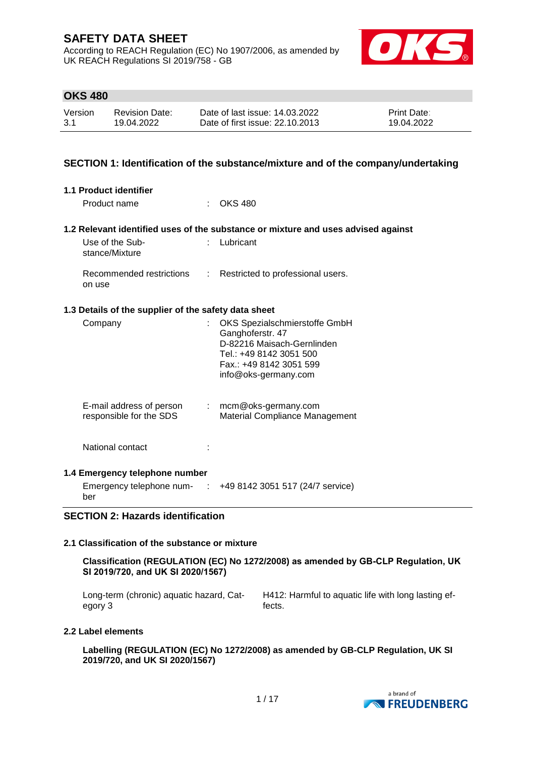# SAFETY DATA SHEET

According to REACH Regulation (EC) No 1907/2006, as amended by UK REACH Regulations SI 2019/758 - GB

## OKS 480

| Version | Revision Date: | Date of last issue: 14.03.2022 | Print Date: |
|---|---|---|---|
| 3.1 | 19.04.2022 | Date of first issue: 22.10.2013 | 19.04.2022 |

## SECTION 1: Identification of the substance/mixture and of the company/undertaking

### 1.1 Product identifier

Product name : OKS 480

### 1.2 Relevant identified uses of the substance or mixture and uses advised against

Use of the Substance/Mixture : Lubricant

Recommended restrictions on use : Restricted to professional users.

### 1.3 Details of the supplier of the safety data sheet

Company : OKS Spezialschmierstoffe GmbH
Ganghoferstr. 47
D-82216 Maisach-Gernlinden
Tel.: +49 8142 3051 500
Fax.: +49 8142 3051 599
info@oks-germany.com

E-mail address of person responsible for the SDS : mcm@oks-germany.com
Material Compliance Management

National contact :

### 1.4 Emergency telephone number

Emergency telephone number : +49 8142 3051 517 (24/7 service)

## SECTION 2: Hazards identification

### 2.1 Classification of the substance or mixture

**Classification (REGULATION (EC) No 1272/2008) as amended by GB-CLP Regulation, UK SI 2019/720, and UK SI 2020/1567)**

Long-term (chronic) aquatic hazard, Category 3 — H412: Harmful to aquatic life with long lasting effects.

### 2.2 Label elements

**Labelling (REGULATION (EC) No 1272/2008) as amended by GB-CLP Regulation, UK SI 2019/720, and UK SI 2020/1567)**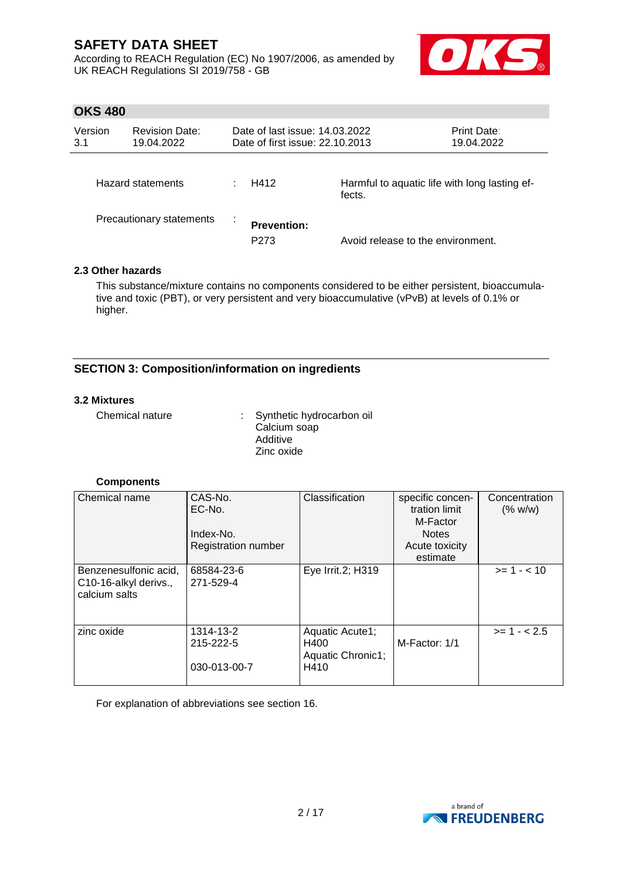| Hazard statements | : | H412 | Harmful to aquatic life with long lasting effects. |
|---|---|---|---|
| Precautionary statements | : | **Prevention:** | |
| | | P273 | Avoid release to the environment. |

### 2.3 Other hazards

This substance/mixture contains no components considered to be either persistent, bioaccumulative and toxic (PBT), or very persistent and very bioaccumulative (vPvB) at levels of 0.1% or higher.

## SECTION 3: Composition/information on ingredients

### 3.2 Mixtures

Chemical nature : Synthetic hydrocarbon oil
Calcium soap
Additive
Zinc oxide

**Components**

| Chemical name | CAS-No.<br>EC-No.<br>Index-No.<br>Registration number | Classification | specific concentration limit<br>M-Factor<br>Notes<br>Acute toxicity estimate | Concentration (% w/w) |
|---|---|---|---|---|
| Benzenesulfonic acid, C10-16-alkyl derivs., calcium salts | 68584-23-6<br>271-529-4 | Eye Irrit.2; H319 | | >= 1 - < 10 |
| zinc oxide | 1314-13-2<br>215-222-5<br>030-013-00-7 | Aquatic Acute1; H400<br>Aquatic Chronic1; H410 | M-Factor: 1/1 | >= 1 - < 2.5 |

For explanation of abbreviations see section 16.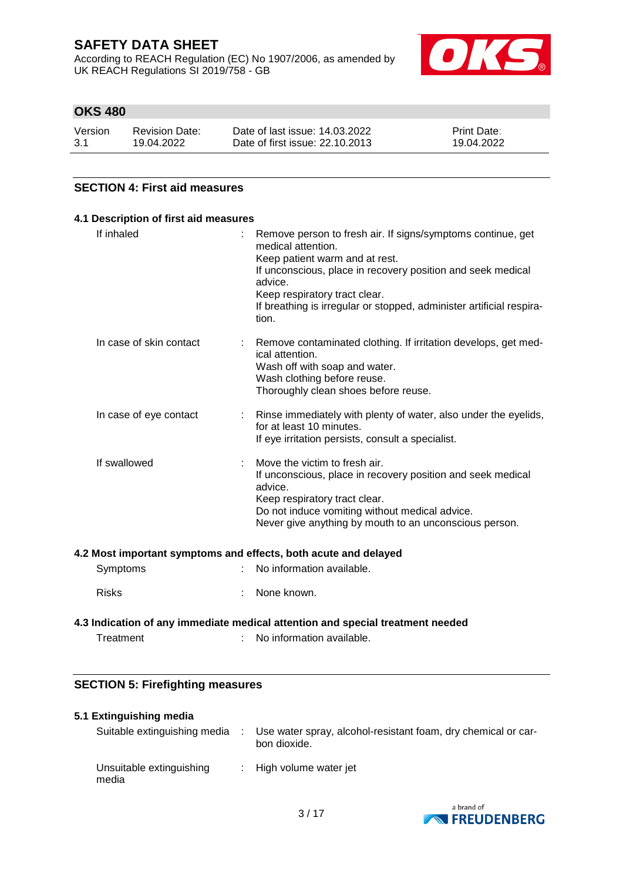## SECTION 4: First aid measures

### 4.1 Description of first aid measures

| | |
|---|---|
| If inhaled | Remove person to fresh air. If signs/symptoms continue, get medical attention.<br>Keep patient warm and at rest.<br>If unconscious, place in recovery position and seek medical advice.<br>Keep respiratory tract clear.<br>If breathing is irregular or stopped, administer artificial respiration. |
| In case of skin contact | Remove contaminated clothing. If irritation develops, get medical attention.<br>Wash off with soap and water.<br>Wash clothing before reuse.<br>Thoroughly clean shoes before reuse. |
| In case of eye contact | Rinse immediately with plenty of water, also under the eyelids, for at least 10 minutes.<br>If eye irritation persists, consult a specialist. |
| If swallowed | Move the victim to fresh air.<br>If unconscious, place in recovery position and seek medical advice.<br>Keep respiratory tract clear.<br>Do not induce vomiting without medical advice.<br>Never give anything by mouth to an unconscious person. |

### 4.2 Most important symptoms and effects, both acute and delayed

| | |
|---|---|
| Symptoms | No information available. |
| Risks | None known. |

### 4.3 Indication of any immediate medical attention and special treatment needed

| | |
|---|---|
| Treatment | No information available. |

## SECTION 5: Firefighting measures

### 5.1 Extinguishing media

| | |
|---|---|
| Suitable extinguishing media | Use water spray, alcohol-resistant foam, dry chemical or carbon dioxide. |
| Unsuitable extinguishing media | High volume water jet |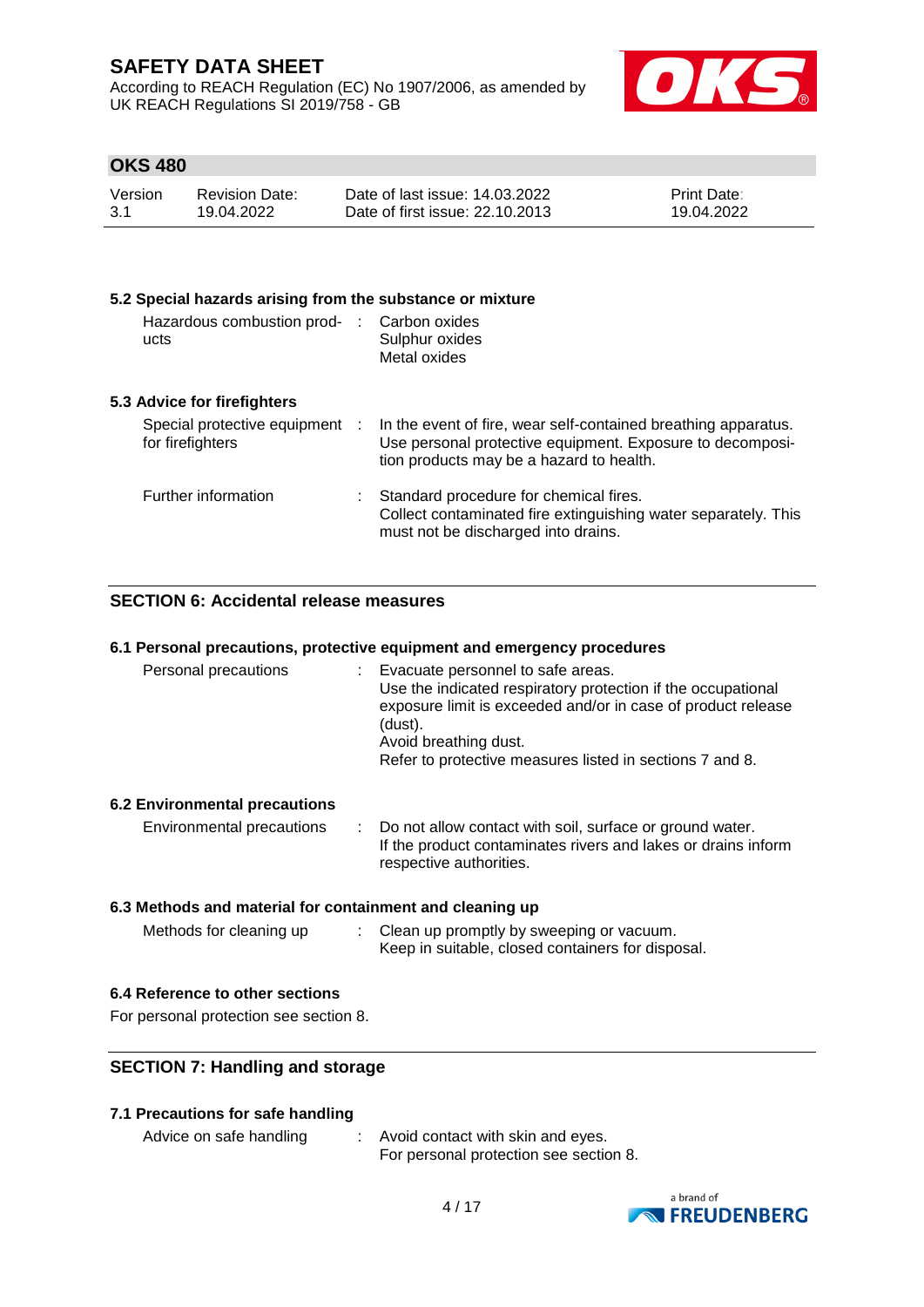### 5.2 Special hazards arising from the substance or mixture

| | | |
|---|---|---|
| Hazardous combustion products | : | Carbon oxides<br>Sulphur oxides<br>Metal oxides |

### 5.3 Advice for firefighters

| | | |
|---|---|---|
| Special protective equipment for firefighters | : | In the event of fire, wear self-contained breathing apparatus. Use personal protective equipment. Exposure to decomposition products may be a hazard to health. |
| Further information | : | Standard procedure for chemical fires.<br>Collect contaminated fire extinguishing water separately. This must not be discharged into drains. |

## SECTION 6: Accidental release measures

### 6.1 Personal precautions, protective equipment and emergency procedures

| | | |
|---|---|---|
| Personal precautions | : | Evacuate personnel to safe areas.<br>Use the indicated respiratory protection if the occupational exposure limit is exceeded and/or in case of product release (dust).<br>Avoid breathing dust.<br>Refer to protective measures listed in sections 7 and 8. |

### 6.2 Environmental precautions

| | | |
|---|---|---|
| Environmental precautions | : | Do not allow contact with soil, surface or ground water.<br>If the product contaminates rivers and lakes or drains inform respective authorities. |

### 6.3 Methods and material for containment and cleaning up

| | | |
|---|---|---|
| Methods for cleaning up | : | Clean up promptly by sweeping or vacuum.<br>Keep in suitable, closed containers for disposal. |

### 6.4 Reference to other sections

For personal protection see section 8.

## SECTION 7: Handling and storage

### 7.1 Precautions for safe handling

| | | |
|---|---|---|
| Advice on safe handling | : | Avoid contact with skin and eyes.<br>For personal protection see section 8. |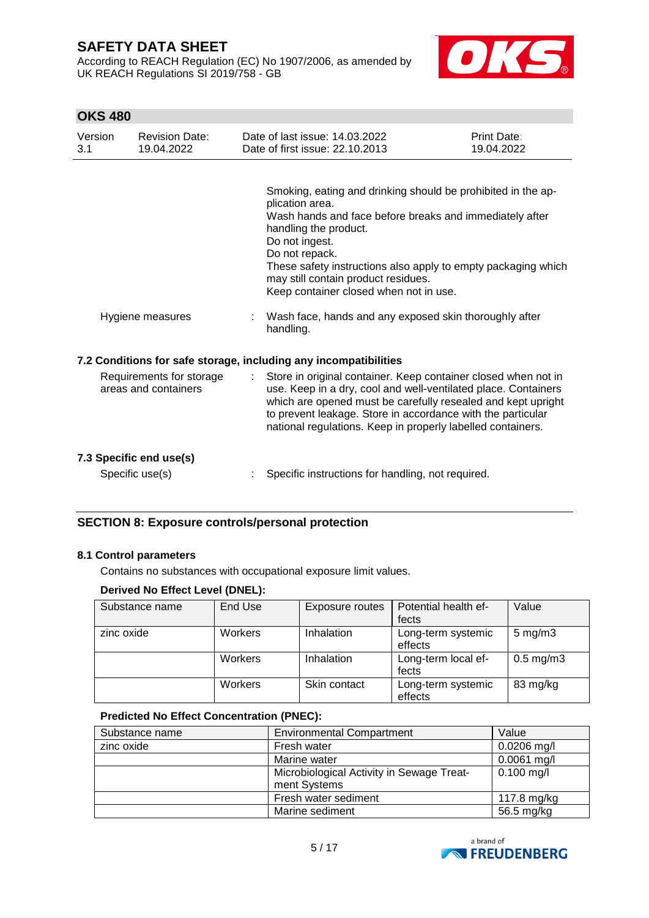Smoking, eating and drinking should be prohibited in the application area.
Wash hands and face before breaks and immediately after handling the product.
Do not ingest.
Do not repack.
These safety instructions also apply to empty packaging which may still contain product residues.
Keep container closed when not in use.

Hygiene measures : Wash face, hands and any exposed skin thoroughly after handling.

### 7.2 Conditions for safe storage, including any incompatibilities

Requirements for storage areas and containers : Store in original container. Keep container closed when not in use. Keep in a dry, cool and well-ventilated place. Containers which are opened must be carefully resealed and kept upright to prevent leakage. Store in accordance with the particular national regulations. Keep in properly labelled containers.

### 7.3 Specific end use(s)

Specific use(s) : Specific instructions for handling, not required.

## SECTION 8: Exposure controls/personal protection

### 8.1 Control parameters

Contains no substances with occupational exposure limit values.

**Derived No Effect Level (DNEL):**

| Substance name | End Use | Exposure routes | Potential health effects | Value |
|---|---|---|---|---|
| zinc oxide | Workers | Inhalation | Long-term systemic effects | 5 mg/m3 |
| | Workers | Inhalation | Long-term local effects | 0.5 mg/m3 |
| | Workers | Skin contact | Long-term systemic effects | 83 mg/kg |

**Predicted No Effect Concentration (PNEC):**

| Substance name | Environmental Compartment | Value |
|---|---|---|
| zinc oxide | Fresh water | 0.0206 mg/l |
| | Marine water | 0.0061 mg/l |
| | Microbiological Activity in Sewage Treatment Systems | 0.100 mg/l |
| | Fresh water sediment | 117.8 mg/kg |
| | Marine sediment | 56.5 mg/kg |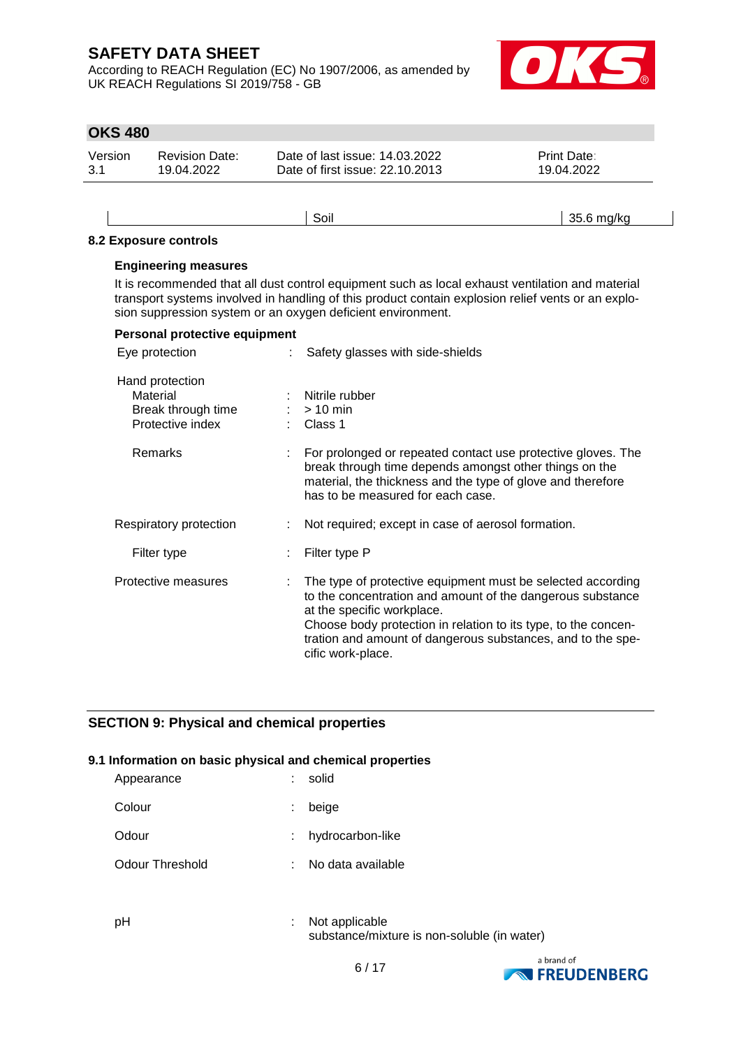| | Soil | 35.6 mg/kg |
|---|---|---|

### 8.2 Exposure controls

**Engineering measures**

It is recommended that all dust control equipment such as local exhaust ventilation and material transport systems involved in handling of this product contain explosion relief vents or an explosion suppression system or an oxygen deficient environment.

**Personal protective equipment**

Eye protection : Safety glasses with side-shields

Hand protection
- Material : Nitrile rubber
- Break through time : > 10 min
- Protective index : Class 1
- Remarks : For prolonged or repeated contact use protective gloves. The break through time depends amongst other things on the material, the thickness and the type of glove and therefore has to be measured for each case.

Respiratory protection : Not required; except in case of aerosol formation.

- Filter type : Filter type P

Protective measures : The type of protective equipment must be selected according to the concentration and amount of the dangerous substance at the specific workplace.
Choose body protection in relation to its type, to the concentration and amount of dangerous substances, and to the specific work-place.

## SECTION 9: Physical and chemical properties

### 9.1 Information on basic physical and chemical properties

Appearance : solid

Colour : beige

Odour : hydrocarbon-like

Odour Threshold : No data available

pH : Not applicable
substance/mixture is non-soluble (in water)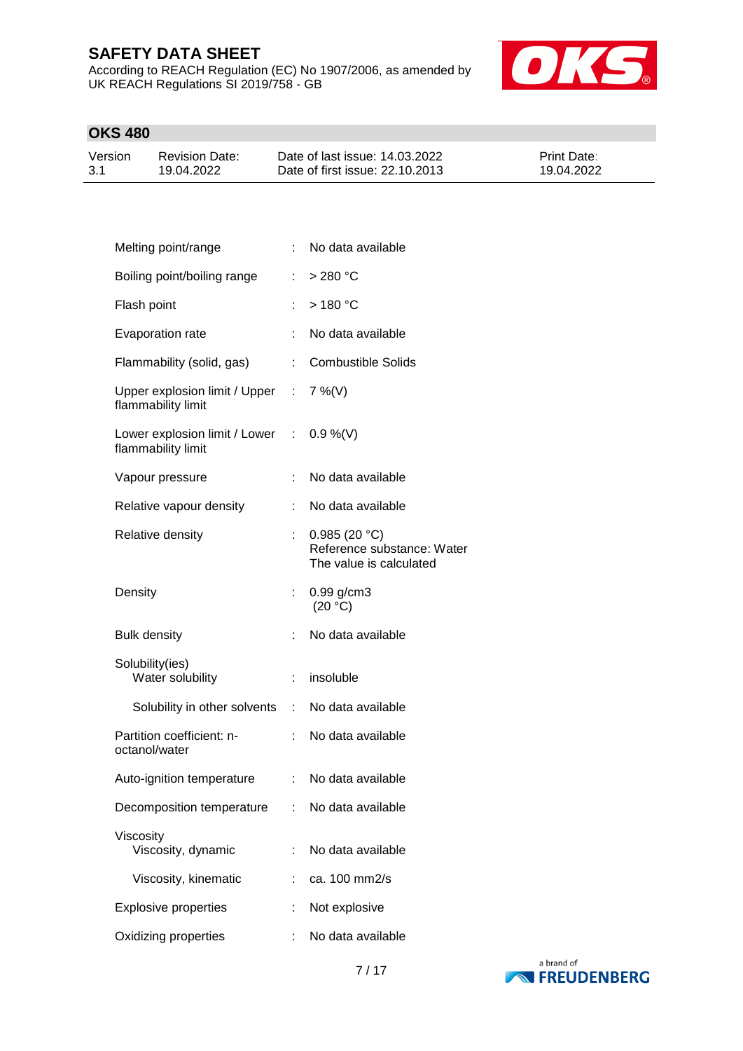| Property | | Value |
|---|---|---|
| Melting point/range | : | No data available |
| Boiling point/boiling range | : | > 280 °C |
| Flash point | : | > 180 °C |
| Evaporation rate | : | No data available |
| Flammability (solid, gas) | : | Combustible Solids |
| Upper explosion limit / Upper flammability limit | : | 7 %(V) |
| Lower explosion limit / Lower flammability limit | : | 0.9 %(V) |
| Vapour pressure | : | No data available |
| Relative vapour density | : | No data available |
| Relative density | : | 0.985 (20 °C)<br>Reference substance: Water<br>The value is calculated |
| Density | : | 0.99 g/cm3<br>(20 °C) |
| Bulk density | : | No data available |
| Solubility(ies) | | |
| Water solubility | : | insoluble |
| Solubility in other solvents | : | No data available |
| Partition coefficient: n-octanol/water | : | No data available |
| Auto-ignition temperature | : | No data available |
| Decomposition temperature | : | No data available |
| Viscosity | | |
| Viscosity, dynamic | : | No data available |
| Viscosity, kinematic | : | ca. 100 mm2/s |
| Explosive properties | : | Not explosive |
| Oxidizing properties | : | No data available |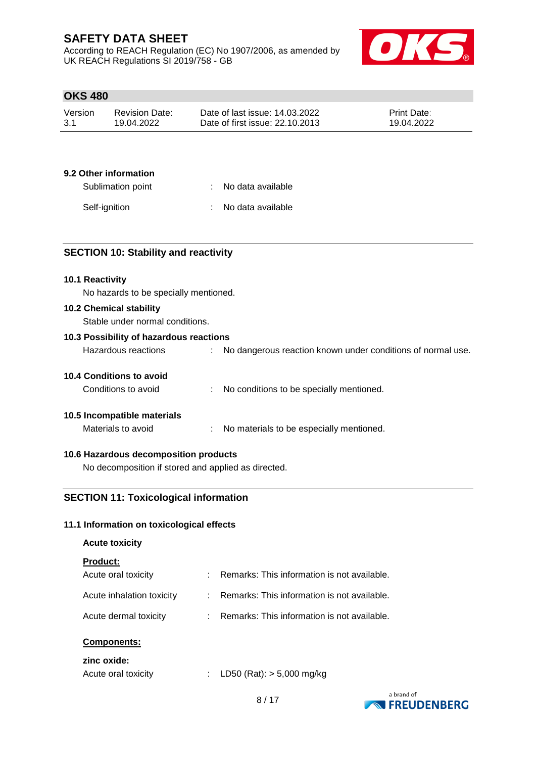### 9.2 Other information

| | | |
|---|---|---|
| Sublimation point | : | No data available |
| Self-ignition | : | No data available |

## SECTION 10: Stability and reactivity

### 10.1 Reactivity

No hazards to be specially mentioned.

### 10.2 Chemical stability

Stable under normal conditions.

### 10.3 Possibility of hazardous reactions

| | | |
|---|---|---|
| Hazardous reactions | : | No dangerous reaction known under conditions of normal use. |

### 10.4 Conditions to avoid

| | | |
|---|---|---|
| Conditions to avoid | : | No conditions to be specially mentioned. |

### 10.5 Incompatible materials

| | | |
|---|---|---|
| Materials to avoid | : | No materials to be especially mentioned. |

### 10.6 Hazardous decomposition products

No decomposition if stored and applied as directed.

## SECTION 11: Toxicological information

### 11.1 Information on toxicological effects

**Acute toxicity**

**Product:**

| | | |
|---|---|---|
| Acute oral toxicity | : | Remarks: This information is not available. |
| Acute inhalation toxicity | : | Remarks: This information is not available. |
| Acute dermal toxicity | : | Remarks: This information is not available. |

**Components:**

**zinc oxide:**

| | | |
|---|---|---|
| Acute oral toxicity | : | LD50 (Rat): > 5,000 mg/kg |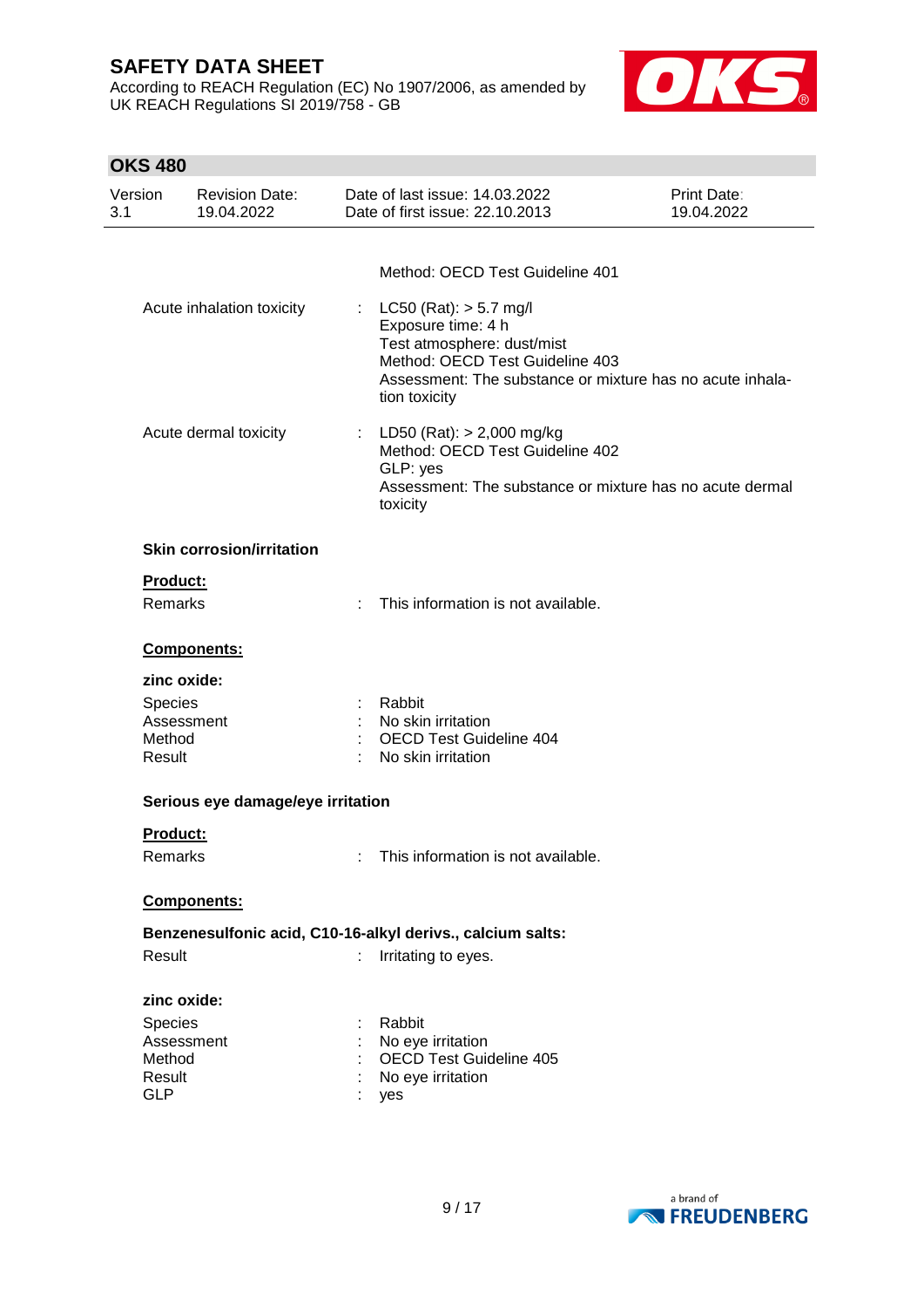Method: OECD Test Guideline 401

| | | |
|---|---|---|
| Acute inhalation toxicity | : | LC50 (Rat): > 5.7 mg/l<br>Exposure time: 4 h<br>Test atmosphere: dust/mist<br>Method: OECD Test Guideline 403<br>Assessment: The substance or mixture has no acute inhalation toxicity |
| Acute dermal toxicity | : | LD50 (Rat): > 2,000 mg/kg<br>Method: OECD Test Guideline 402<br>GLP: yes<br>Assessment: The substance or mixture has no acute dermal toxicity |

**Skin corrosion/irritation**

**Product:**

Remarks : This information is not available.

**Components:**

**zinc oxide:**

| | | |
|---|---|---|
| Species | : | Rabbit |
| Assessment | : | No skin irritation |
| Method | : | OECD Test Guideline 404 |
| Result | : | No skin irritation |

**Serious eye damage/eye irritation**

**Product:**

Remarks : This information is not available.

**Components:**

**Benzenesulfonic acid, C10-16-alkyl derivs., calcium salts:**

Result : Irritating to eyes.

**zinc oxide:**

| | | |
|---|---|---|
| Species | : | Rabbit |
| Assessment | : | No eye irritation |
| Method | : | OECD Test Guideline 405 |
| Result | : | No eye irritation |
| GLP | : | yes |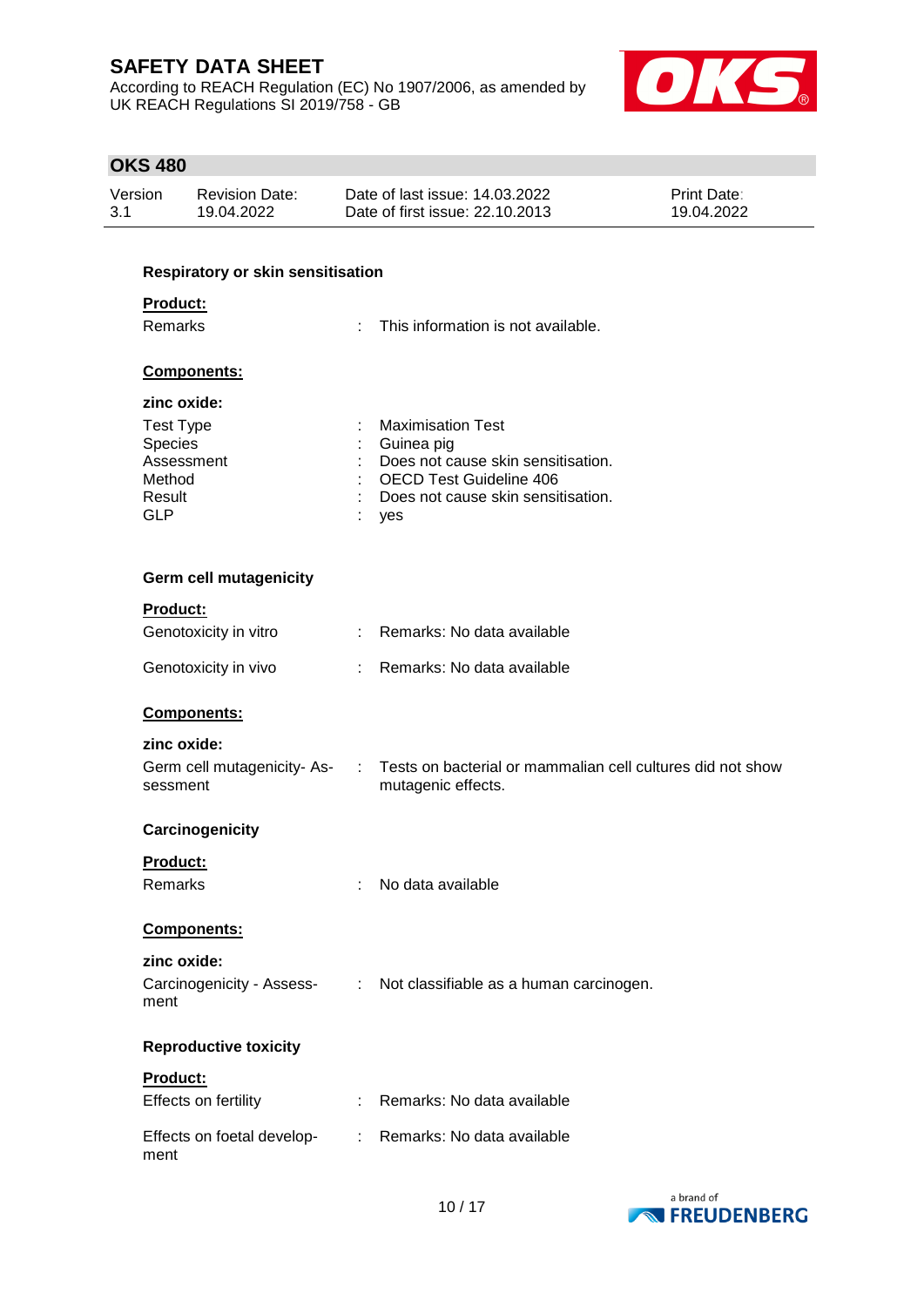**Respiratory or skin sensitisation**

**Product:**

| | | |
|---|---|---|
| Remarks | : | This information is not available. |

**Components:**

**zinc oxide:**

| | | |
|---|---|---|
| Test Type | : | Maximisation Test |
| Species | : | Guinea pig |
| Assessment | : | Does not cause skin sensitisation. |
| Method | : | OECD Test Guideline 406 |
| Result | : | Does not cause skin sensitisation. |
| GLP | : | yes |

**Germ cell mutagenicity**

**Product:**

| | | |
|---|---|---|
| Genotoxicity in vitro | : | Remarks: No data available |
| Genotoxicity in vivo | : | Remarks: No data available |

**Components:**

**zinc oxide:**

| | | |
|---|---|---|
| Germ cell mutagenicity- Assessment | : | Tests on bacterial or mammalian cell cultures did not show mutagenic effects. |

**Carcinogenicity**

**Product:**

| | | |
|---|---|---|
| Remarks | : | No data available |

**Components:**

**zinc oxide:**

| | | |
|---|---|---|
| Carcinogenicity - Assessment | : | Not classifiable as a human carcinogen. |

**Reproductive toxicity**

**Product:**

| | | |
|---|---|---|
| Effects on fertility | : | Remarks: No data available |
| Effects on foetal development | : | Remarks: No data available |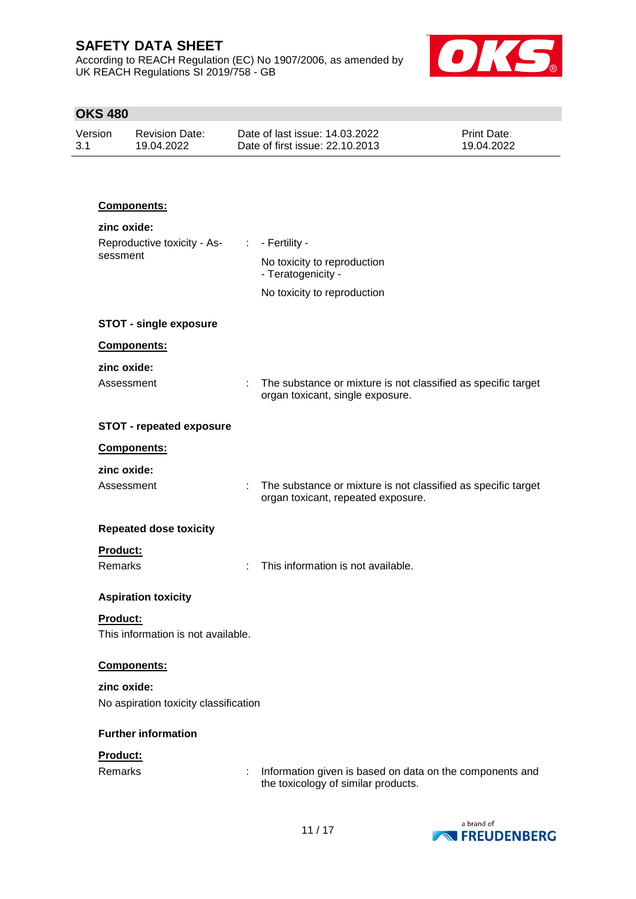**Components:**

**zinc oxide:**

Reproductive toxicity - Assessment : - Fertility -

No toxicity to reproduction
- Teratogenicity -

No toxicity to reproduction

### STOT - single exposure

**Components:**

**zinc oxide:**

Assessment : The substance or mixture is not classified as specific target organ toxicant, single exposure.

### STOT - repeated exposure

**Components:**

**zinc oxide:**

Assessment : The substance or mixture is not classified as specific target organ toxicant, repeated exposure.

### Repeated dose toxicity

**Product:**

Remarks : This information is not available.

### Aspiration toxicity

**Product:**

This information is not available.

**Components:**

**zinc oxide:**

No aspiration toxicity classification

### Further information

**Product:**

Remarks : Information given is based on data on the components and the toxicology of similar products.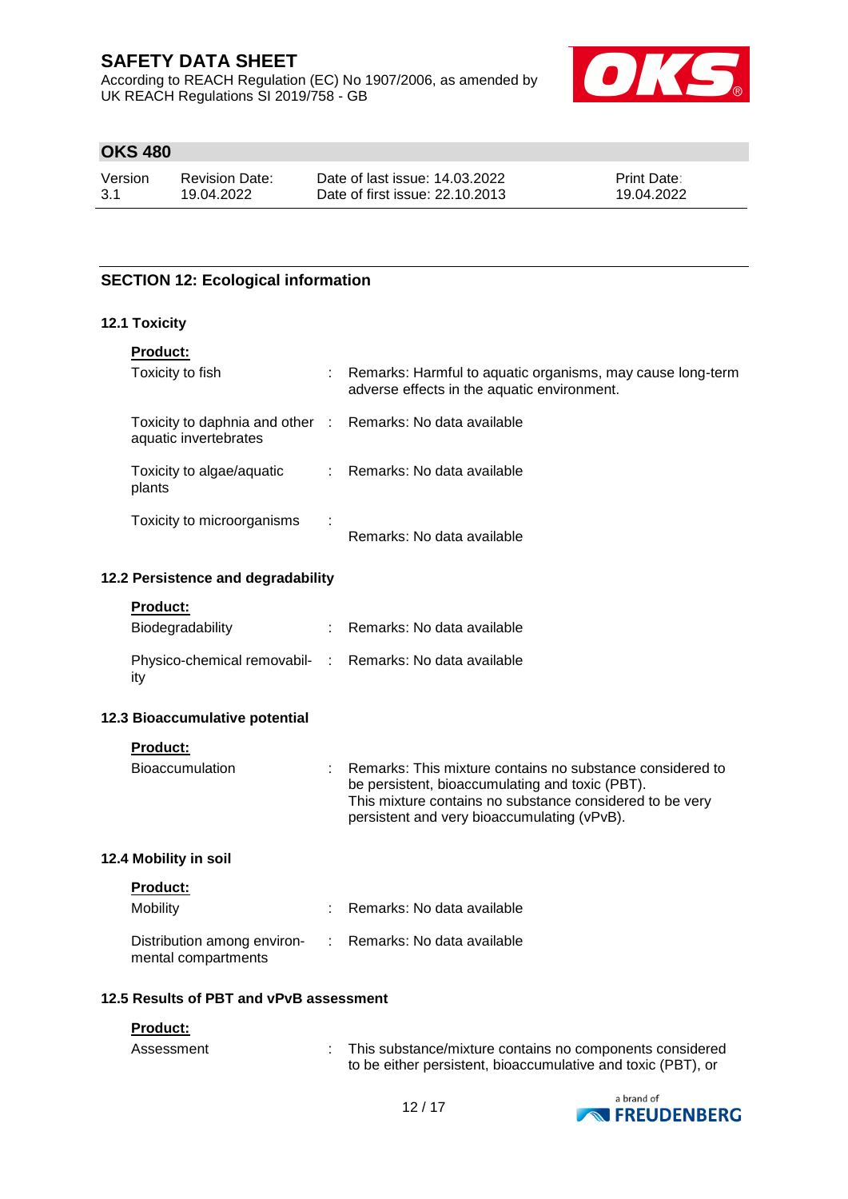## SECTION 12: Ecological information

### 12.1 Toxicity

**Product:**

| | |
|---|---|
| Toxicity to fish | Remarks: Harmful to aquatic organisms, may cause long-term adverse effects in the aquatic environment. |
| Toxicity to daphnia and other aquatic invertebrates | Remarks: No data available |
| Toxicity to algae/aquatic plants | Remarks: No data available |
| Toxicity to microorganisms | Remarks: No data available |

### 12.2 Persistence and degradability

**Product:**

| | |
|---|---|
| Biodegradability | Remarks: No data available |
| Physico-chemical removability | Remarks: No data available |

### 12.3 Bioaccumulative potential

**Product:**

| | |
|---|---|
| Bioaccumulation | Remarks: This mixture contains no substance considered to be persistent, bioaccumulating and toxic (PBT). This mixture contains no substance considered to be very persistent and very bioaccumulating (vPvB). |

### 12.4 Mobility in soil

**Product:**

| | |
|---|---|
| Mobility | Remarks: No data available |
| Distribution among environmental compartments | Remarks: No data available |

### 12.5 Results of PBT and vPvB assessment

**Product:**

| | |
|---|---|
| Assessment | This substance/mixture contains no components considered to be either persistent, bioaccumulative and toxic (PBT), or |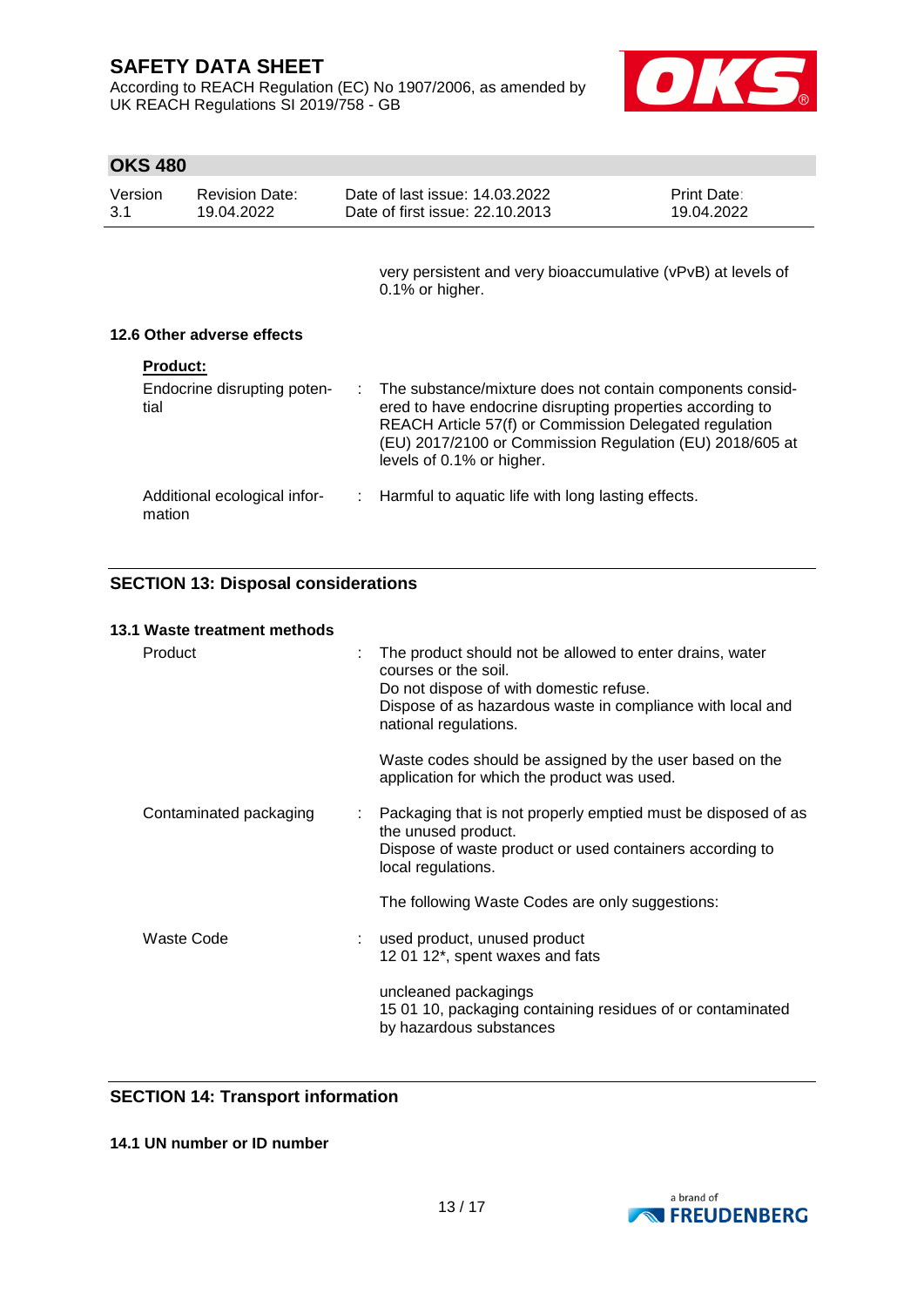very persistent and very bioaccumulative (vPvB) at levels of 0.1% or higher.

### 12.6 Other adverse effects

**Product:**

Endocrine disrupting potential : The substance/mixture does not contain components considered to have endocrine disrupting properties according to REACH Article 57(f) or Commission Delegated regulation (EU) 2017/2100 or Commission Regulation (EU) 2018/605 at levels of 0.1% or higher.

Additional ecological information : Harmful to aquatic life with long lasting effects.

## SECTION 13: Disposal considerations

### 13.1 Waste treatment methods

Product : The product should not be allowed to enter drains, water courses or the soil.
Do not dispose of with domestic refuse.
Dispose of as hazardous waste in compliance with local and national regulations.

Waste codes should be assigned by the user based on the application for which the product was used.

Contaminated packaging : Packaging that is not properly emptied must be disposed of as the unused product.
Dispose of waste product or used containers according to local regulations.

The following Waste Codes are only suggestions:

Waste Code : used product, unused product
12 01 12*, spent waxes and fats

uncleaned packagings
15 01 10, packaging containing residues of or contaminated by hazardous substances

## SECTION 14: Transport information

### 14.1 UN number or ID number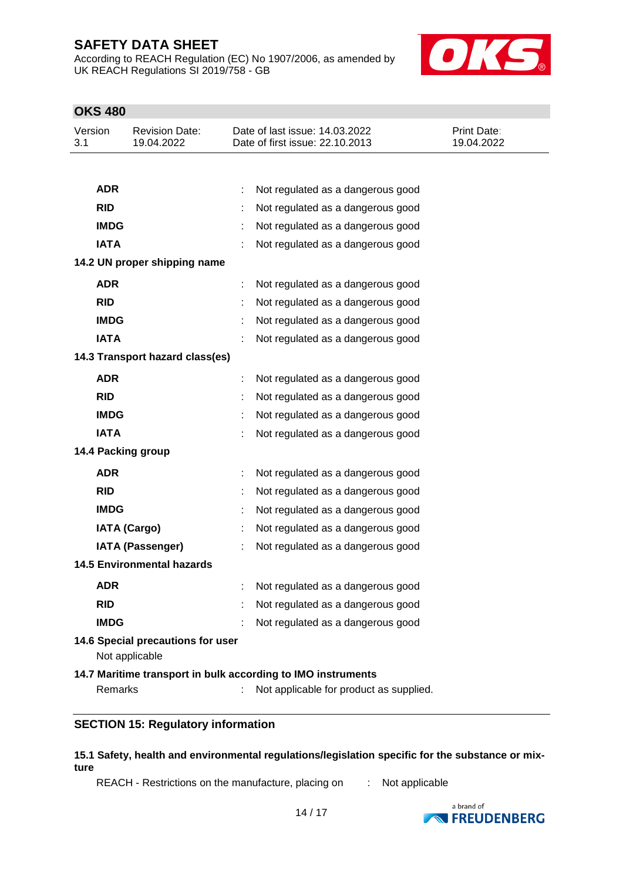| | | |
|---|---|---|
| **ADR** | : | Not regulated as a dangerous good |
| **RID** | : | Not regulated as a dangerous good |
| **IMDG** | : | Not regulated as a dangerous good |
| **IATA** | : | Not regulated as a dangerous good |

**14.2 UN proper shipping name**

| | | |
|---|---|---|
| **ADR** | : | Not regulated as a dangerous good |
| **RID** | : | Not regulated as a dangerous good |
| **IMDG** | : | Not regulated as a dangerous good |
| **IATA** | : | Not regulated as a dangerous good |

**14.3 Transport hazard class(es)**

| | | |
|---|---|---|
| **ADR** | : | Not regulated as a dangerous good |
| **RID** | : | Not regulated as a dangerous good |
| **IMDG** | : | Not regulated as a dangerous good |
| **IATA** | : | Not regulated as a dangerous good |

**14.4 Packing group**

| | | |
|---|---|---|
| **ADR** | : | Not regulated as a dangerous good |
| **RID** | : | Not regulated as a dangerous good |
| **IMDG** | : | Not regulated as a dangerous good |
| **IATA (Cargo)** | : | Not regulated as a dangerous good |
| **IATA (Passenger)** | : | Not regulated as a dangerous good |

**14.5 Environmental hazards**

| | | |
|---|---|---|
| **ADR** | : | Not regulated as a dangerous good |
| **RID** | : | Not regulated as a dangerous good |
| **IMDG** | : | Not regulated as a dangerous good |

**14.6 Special precautions for user**

Not applicable

**14.7 Maritime transport in bulk according to IMO instruments**

Remarks : Not applicable for product as supplied.

## SECTION 15: Regulatory information

**15.1 Safety, health and environmental regulations/legislation specific for the substance or mixture**

REACH - Restrictions on the manufacture, placing on : Not applicable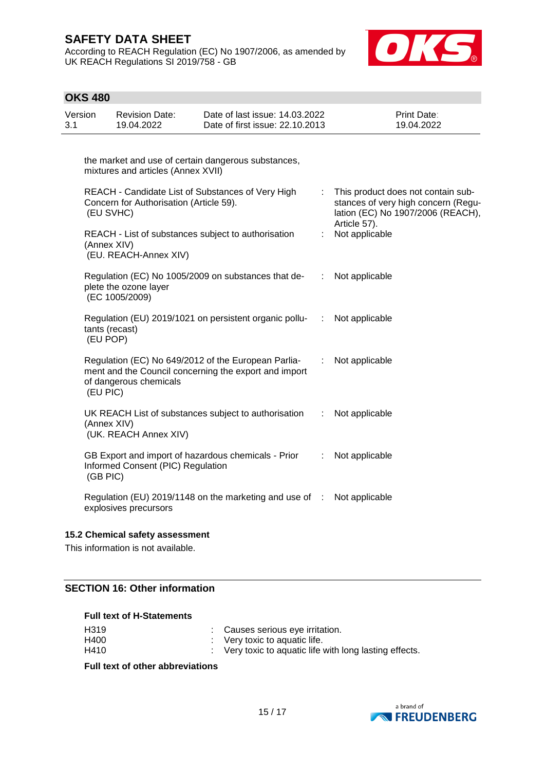the market and use of certain dangerous substances, mixtures and articles (Annex XVII)

| | | |
|---|---|---|
| REACH - Candidate List of Substances of Very High Concern for Authorisation (Article 59). (EU SVHC) | : | This product does not contain substances of very high concern (Regulation (EC) No 1907/2006 (REACH), Article 57). |
| REACH - List of substances subject to authorisation (Annex XIV) (EU. REACH-Annex XIV) | : | Not applicable |
| Regulation (EC) No 1005/2009 on substances that deplete the ozone layer (EC 1005/2009) | : | Not applicable |
| Regulation (EU) 2019/1021 on persistent organic pollutants (recast) (EU POP) | : | Not applicable |
| Regulation (EC) No 649/2012 of the European Parliament and the Council concerning the export and import of dangerous chemicals (EU PIC) | : | Not applicable |
| UK REACH List of substances subject to authorisation (Annex XIV) (UK. REACH Annex XIV) | : | Not applicable |
| GB Export and import of hazardous chemicals - Prior Informed Consent (PIC) Regulation (GB PIC) | : | Not applicable |
| Regulation (EU) 2019/1148 on the marketing and use of explosives precursors | : | Not applicable |

### 15.2 Chemical safety assessment

This information is not available.

## SECTION 16: Other information

**Full text of H-Statements**

| | | |
|---|---|---|
| H319 | : | Causes serious eye irritation. |
| H400 | : | Very toxic to aquatic life. |
| H410 | : | Very toxic to aquatic life with long lasting effects. |

**Full text of other abbreviations**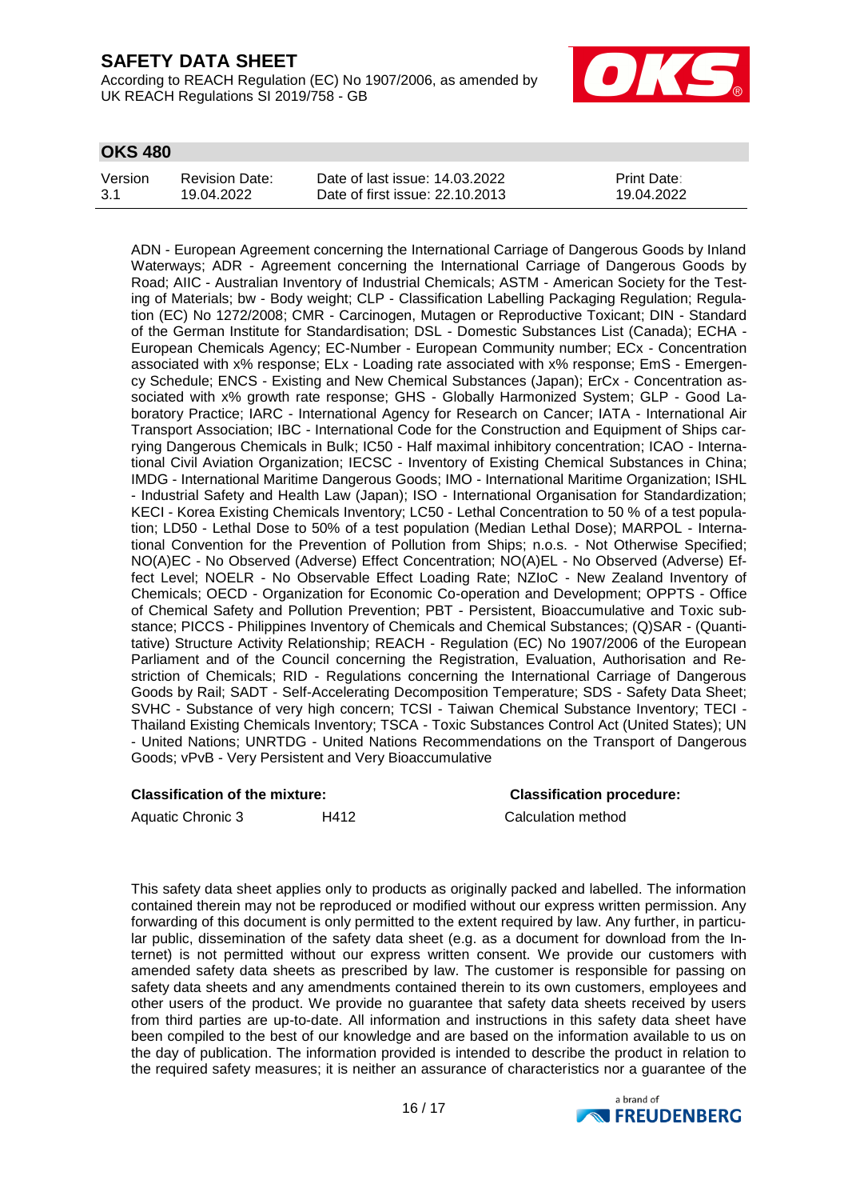ADN - European Agreement concerning the International Carriage of Dangerous Goods by Inland Waterways; ADR - Agreement concerning the International Carriage of Dangerous Goods by Road; AIIC - Australian Inventory of Industrial Chemicals; ASTM - American Society for the Testing of Materials; bw - Body weight; CLP - Classification Labelling Packaging Regulation; Regulation (EC) No 1272/2008; CMR - Carcinogen, Mutagen or Reproductive Toxicant; DIN - Standard of the German Institute for Standardisation; DSL - Domestic Substances List (Canada); ECHA - European Chemicals Agency; EC-Number - European Community number; ECx - Concentration associated with x% response; ELx - Loading rate associated with x% response; EmS - Emergency Schedule; ENCS - Existing and New Chemical Substances (Japan); ErCx - Concentration associated with x% growth rate response; GHS - Globally Harmonized System; GLP - Good Laboratory Practice; IARC - International Agency for Research on Cancer; IATA - International Air Transport Association; IBC - International Code for the Construction and Equipment of Ships carrying Dangerous Chemicals in Bulk; IC50 - Half maximal inhibitory concentration; ICAO - International Civil Aviation Organization; IECSC - Inventory of Existing Chemical Substances in China; IMDG - International Maritime Dangerous Goods; IMO - International Maritime Organization; ISHL - Industrial Safety and Health Law (Japan); ISO - International Organisation for Standardization; KECI - Korea Existing Chemicals Inventory; LC50 - Lethal Concentration to 50 % of a test population; LD50 - Lethal Dose to 50% of a test population (Median Lethal Dose); MARPOL - International Convention for the Prevention of Pollution from Ships; n.o.s. - Not Otherwise Specified; NO(A)EC - No Observed (Adverse) Effect Concentration; NO(A)EL - No Observed (Adverse) Effect Level; NOELR - No Observable Effect Loading Rate; NZIoC - New Zealand Inventory of Chemicals; OECD - Organization for Economic Co-operation and Development; OPPTS - Office of Chemical Safety and Pollution Prevention; PBT - Persistent, Bioaccumulative and Toxic substance; PICCS - Philippines Inventory of Chemicals and Chemical Substances; (Q)SAR - (Quantitative) Structure Activity Relationship; REACH - Regulation (EC) No 1907/2006 of the European Parliament and of the Council concerning the Registration, Evaluation, Authorisation and Restriction of Chemicals; RID - Regulations concerning the International Carriage of Dangerous Goods by Rail; SADT - Self-Accelerating Decomposition Temperature; SDS - Safety Data Sheet; SVHC - Substance of very high concern; TCSI - Taiwan Chemical Substance Inventory; TECI - Thailand Existing Chemicals Inventory; TSCA - Toxic Substances Control Act (United States); UN - United Nations; UNRTDG - United Nations Recommendations on the Transport of Dangerous Goods; vPvB - Very Persistent and Very Bioaccumulative

| **Classification of the mixture:** | | **Classification procedure:** |
|---|---|---|
| Aquatic Chronic 3 | H412 | Calculation method |

This safety data sheet applies only to products as originally packed and labelled. The information contained therein may not be reproduced or modified without our express written permission. Any forwarding of this document is only permitted to the extent required by law. Any further, in particular public, dissemination of the safety data sheet (e.g. as a document for download from the Internet) is not permitted without our express written consent. We provide our customers with amended safety data sheets as prescribed by law. The customer is responsible for passing on safety data sheets and any amendments contained therein to its own customers, employees and other users of the product. We provide no guarantee that safety data sheets received by users from third parties are up-to-date. All information and instructions in this safety data sheet have been compiled to the best of our knowledge and are based on the information available to us on the day of publication. The information provided is intended to describe the product in relation to the required safety measures; it is neither an assurance of characteristics nor a guarantee of the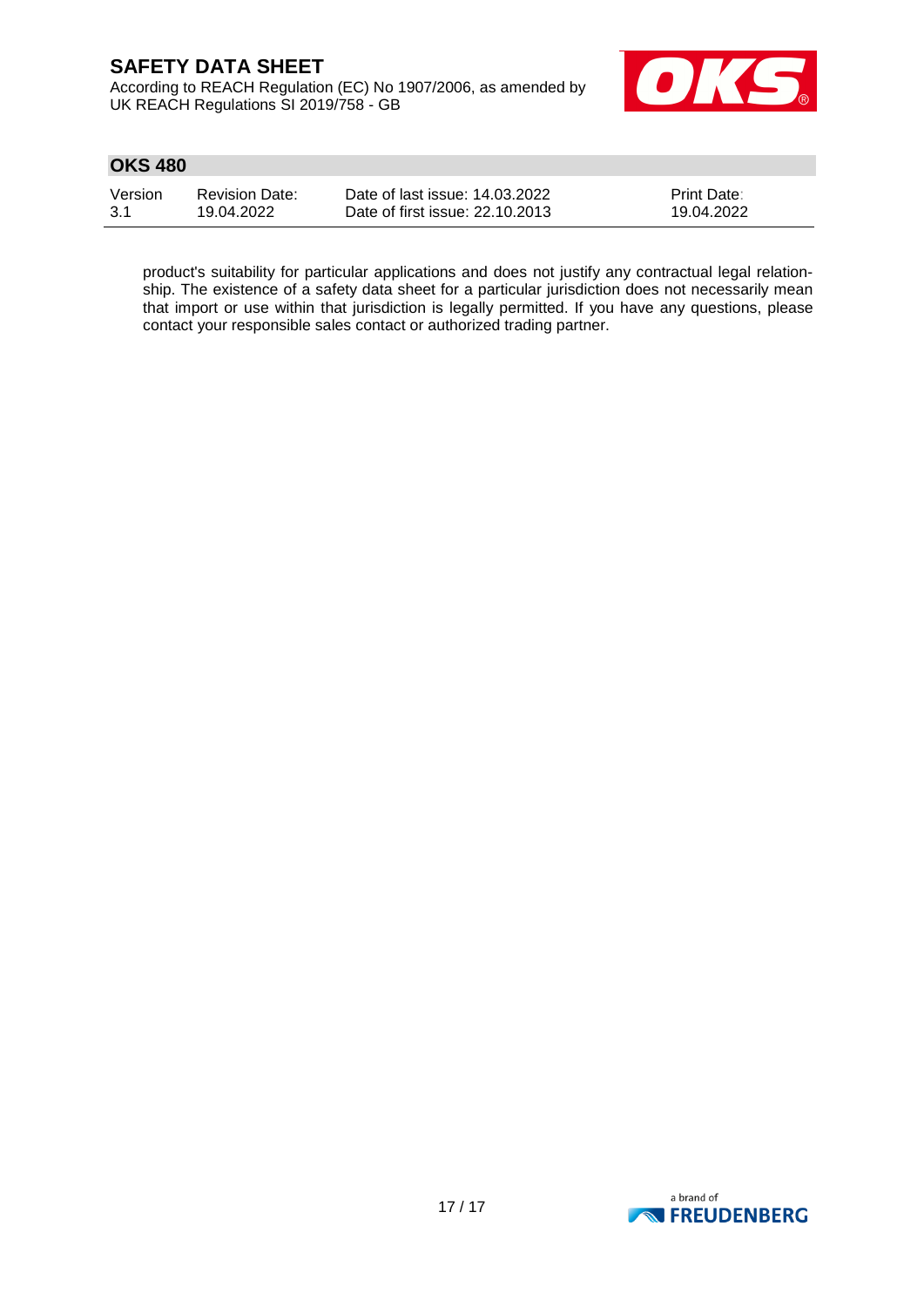product's suitability for particular applications and does not justify any contractual legal relationship. The existence of a safety data sheet for a particular jurisdiction does not necessarily mean that import or use within that jurisdiction is legally permitted. If you have any questions, please contact your responsible sales contact or authorized trading partner.